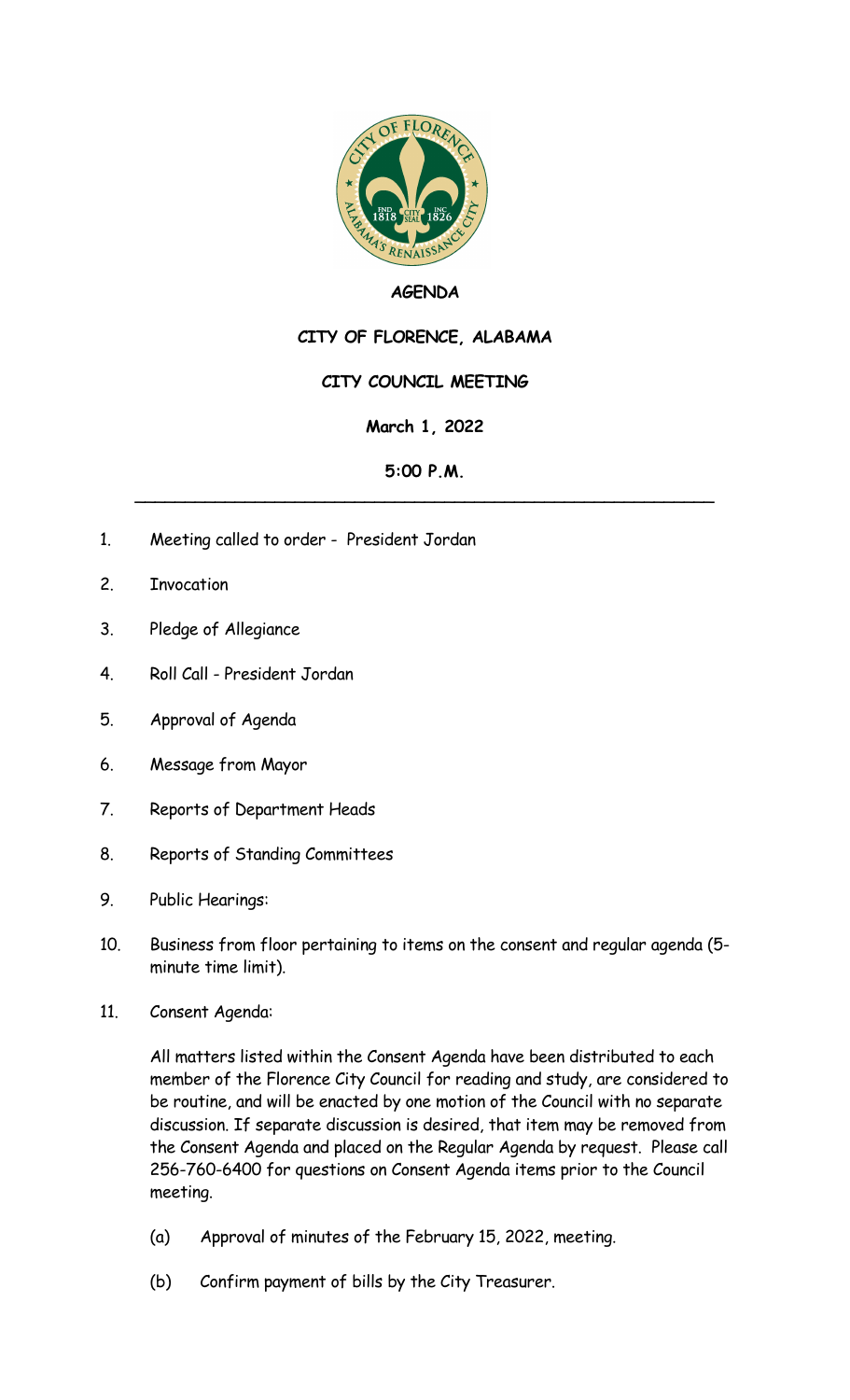# AGENDA

## CITY OF FLORENCE, ALABAMA

## CITY COUNCIL MEETING

**March 1, 2022**

**5:00 P.M.**

---

1. Meeting called to order - President Jordan
2. Invocation
3. Pledge of Allegiance
4. Roll Call - President Jordan
5. Approval of Agenda
6. Message from Mayor
7. Reports of Department Heads
8. Reports of Standing Committees
9. Public Hearings:
10. Business from floor pertaining to items on the consent and regular agenda (5-minute time limit).
11. Consent Agenda:

    All matters listed within the Consent Agenda have been distributed to each member of the Florence City Council for reading and study, are considered to be routine, and will be enacted by one motion of the Council with no separate discussion. If separate discussion is desired, that item may be removed from the Consent Agenda and placed on the Regular Agenda by request. Please call 256-760-6400 for questions on Consent Agenda items prior to the Council meeting.

    (a) Approval of minutes of the February 15, 2022, meeting.

    (b) Confirm payment of bills by the City Treasurer.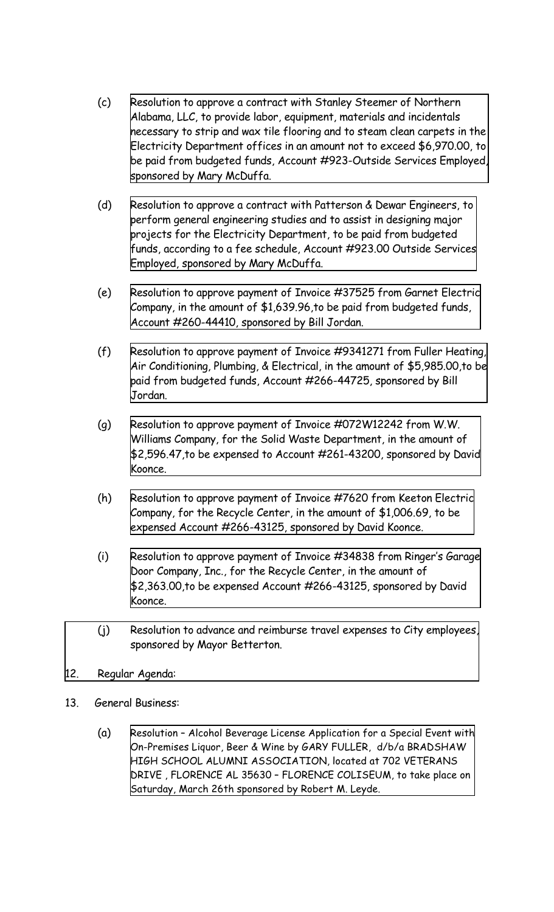(c) Resolution to approve a contract with Stanley Steemer of Northern Alabama, LLC, to provide labor, equipment, materials and incidentals necessary to strip and wax tile flooring and to steam clean carpets in the Electricity Department offices in an amount not to exceed $6,970.00, to be paid from budgeted funds, Account #923-Outside Services Employed, sponsored by Mary McDuffa.

(d) Resolution to approve a contract with Patterson & Dewar Engineers, to perform general engineering studies and to assist in designing major projects for the Electricity Department, to be paid from budgeted funds, according to a fee schedule, Account #923.00 Outside Services Employed, sponsored by Mary McDuffa.

(e) Resolution to approve payment of Invoice #37525 from Garnet Electric Company, in the amount of $1,639.96,to be paid from budgeted funds, Account #260-44410, sponsored by Bill Jordan.

(f) Resolution to approve payment of Invoice #9341271 from Fuller Heating, Air Conditioning, Plumbing, & Electrical, in the amount of $5,985.00,to be paid from budgeted funds, Account #266-44725, sponsored by Bill Jordan.

(g) Resolution to approve payment of Invoice #072W12242 from W.W. Williams Company, for the Solid Waste Department, in the amount of $2,596.47,to be expensed to Account #261-43200, sponsored by David Koonce.

(h) Resolution to approve payment of Invoice #7620 from Keeton Electric Company, for the Recycle Center, in the amount of $1,006.69, to be expensed Account #266-43125, sponsored by David Koonce.

(i) Resolution to approve payment of Invoice #34838 from Ringer's Garage Door Company, Inc., for the Recycle Center, in the amount of $2,363.00,to be expensed Account #266-43125, sponsored by David Koonce.

(j) Resolution to advance and reimburse travel expenses to City employees, sponsored by Mayor Betterton.

12. Regular Agenda:

13. General Business:

(a) Resolution – Alcohol Beverage License Application for a Special Event with On-Premises Liquor, Beer & Wine by GARY FULLER, d/b/a BRADSHAW HIGH SCHOOL ALUMNI ASSOCIATION, located at 702 VETERANS DRIVE , FLORENCE AL 35630 – FLORENCE COLISEUM, to take place on Saturday, March 26th sponsored by Robert M. Leyde.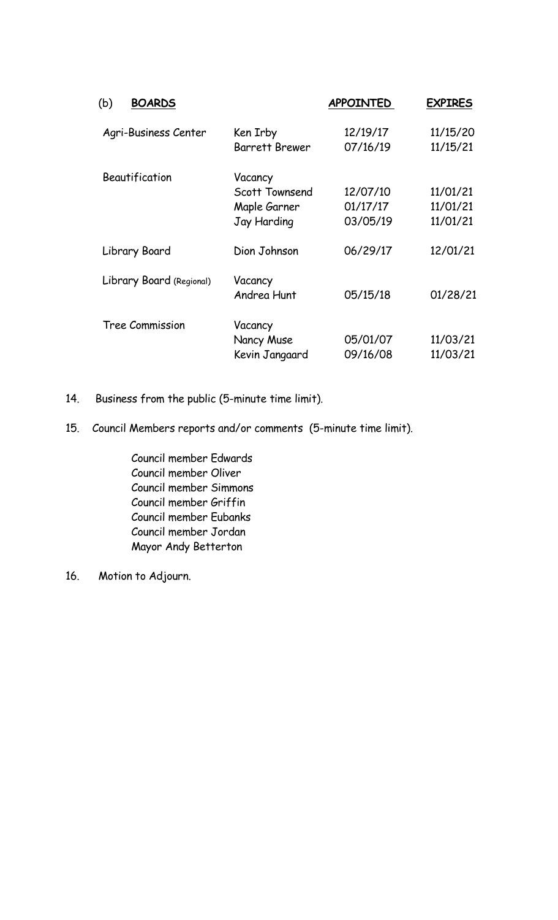| (b) **BOARDS** | | **APPOINTED** | **EXPIRES** |
|---|---|---|---|
| Agri-Business Center | Ken Irby | 12/19/17 | 11/15/20 |
| | Barrett Brewer | 07/16/19 | 11/15/21 |
| Beautification | Vacancy | | |
| | Scott Townsend | 12/07/10 | 11/01/21 |
| | Maple Garner | 01/17/17 | 11/01/21 |
| | Jay Harding | 03/05/19 | 11/01/21 |
| Library Board | Dion Johnson | 06/29/17 | 12/01/21 |
| Library Board (Regional) | Vacancy | | |
| | Andrea Hunt | 05/15/18 | 01/28/21 |
| Tree Commission | Vacancy | | |
| | Nancy Muse | 05/01/07 | 11/03/21 |
| | Kevin Jangaard | 09/16/08 | 11/03/21 |

14. Business from the public (5-minute time limit).

15. Council Members reports and/or comments (5-minute time limit).

    Council member Edwards
    Council member Oliver
    Council member Simmons
    Council member Griffin
    Council member Eubanks
    Council member Jordan
    Mayor Andy Betterton

16. Motion to Adjourn.